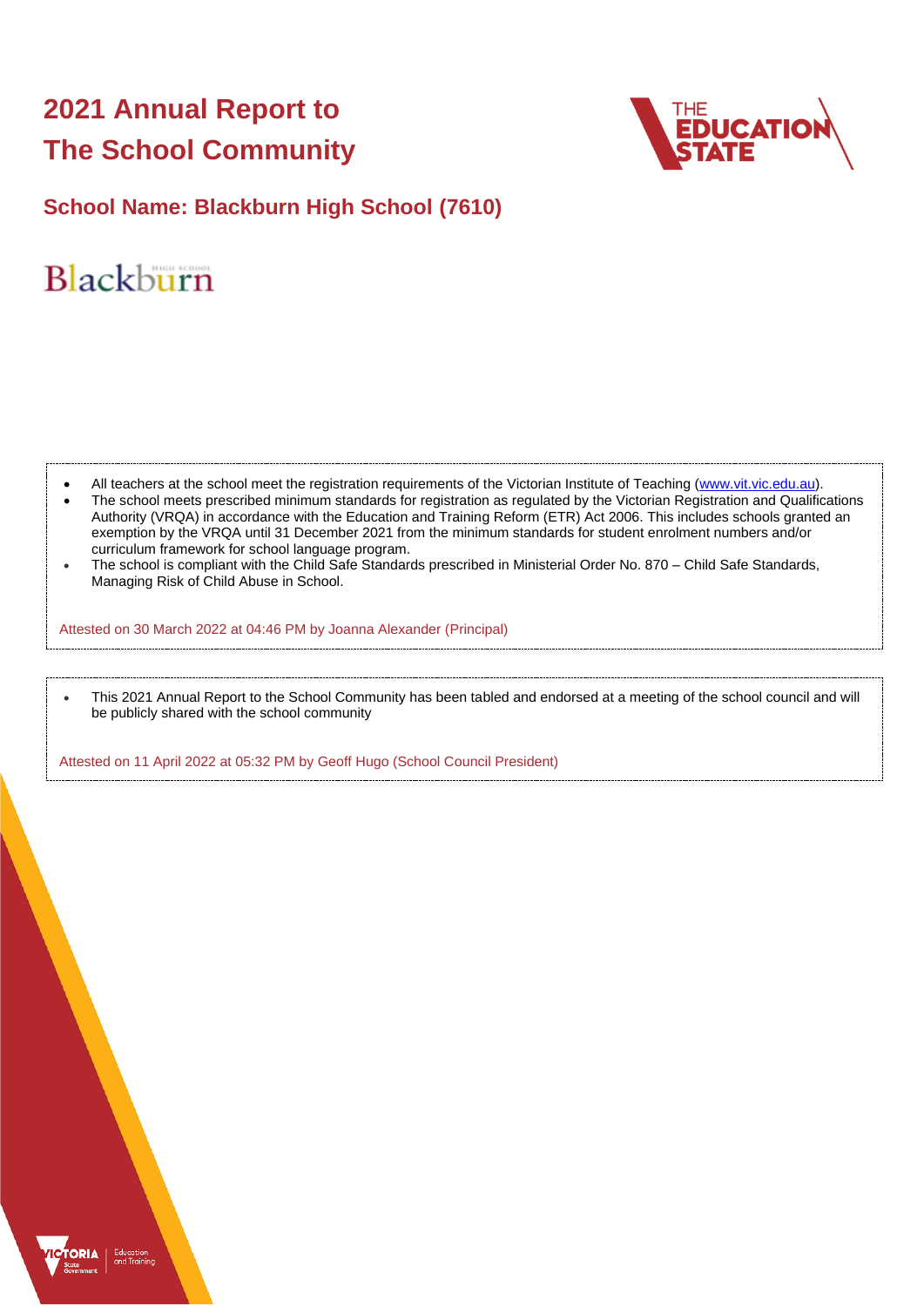# 2021 Annual Report to The School Community

## School Name: Blackburn High School (7610)

- All teachers at the school meet the registration requirements of the Victorian Institute of Teaching (www.vit.vic.edu.au).
- The school meets prescribed minimum standards for registration as regulated by the Victorian Registration and Qualifications Authority (VRQA) in accordance with the Education and Training Reform (ETR) Act 2006. This includes schools granted an exemption by the VRQA until 31 December 2021 from the minimum standards for student enrolment numbers and/or curriculum framework for school language program.
- The school is compliant with the Child Safe Standards prescribed in Ministerial Order No. 870 – Child Safe Standards, Managing Risk of Child Abuse in School.

Attested on 30 March 2022 at 04:46 PM by Joanna Alexander (Principal)

- This 2021 Annual Report to the School Community has been tabled and endorsed at a meeting of the school council and will be publicly shared with the school community

Attested on 11 April 2022 at 05:32 PM by Geoff Hugo (School Council President)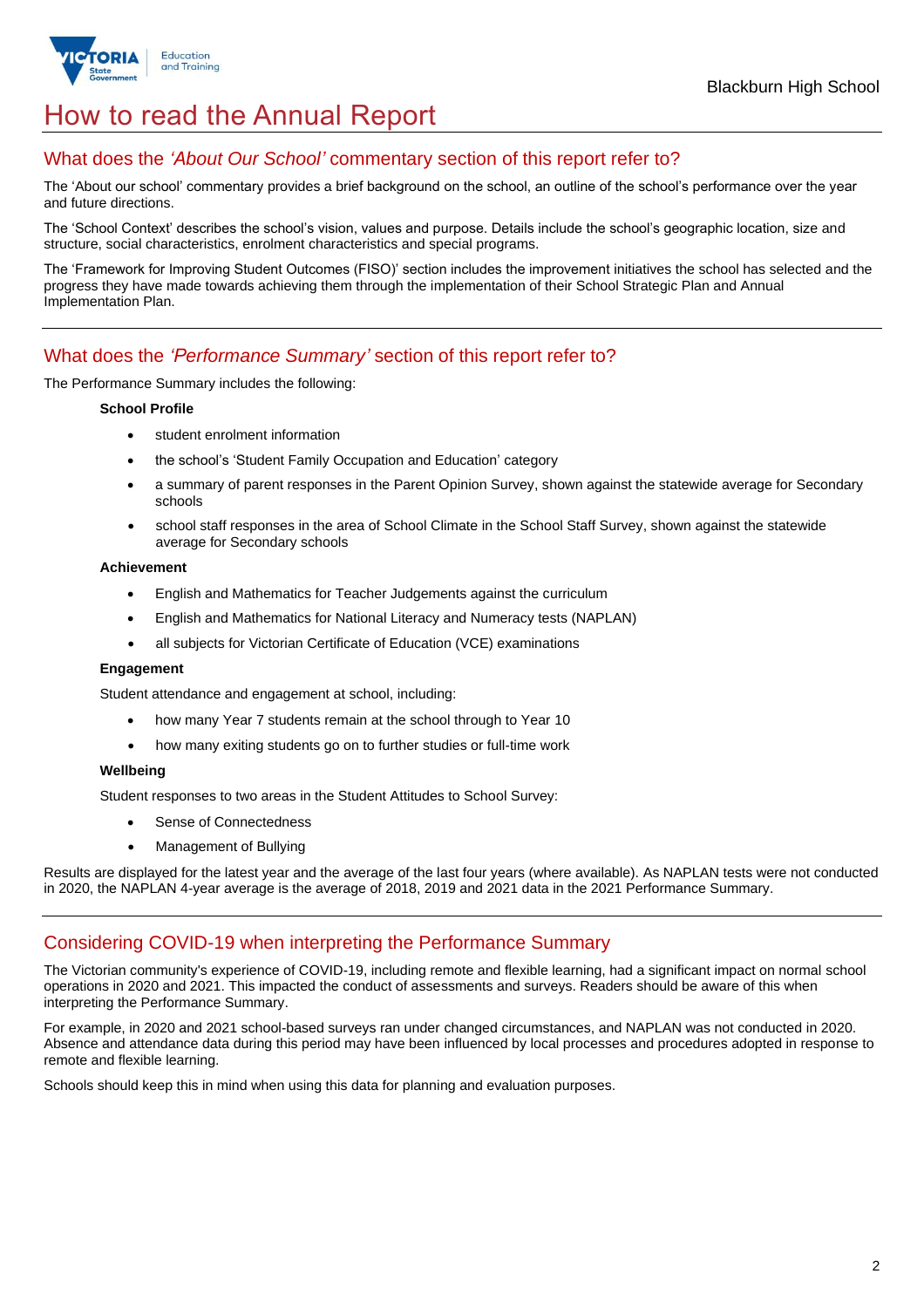# How to read the Annual Report

## What does the *'About Our School'* commentary section of this report refer to?

The 'About our school' commentary provides a brief background on the school, an outline of the school's performance over the year and future directions.

The 'School Context' describes the school's vision, values and purpose. Details include the school's geographic location, size and structure, social characteristics, enrolment characteristics and special programs.

The 'Framework for Improving Student Outcomes (FISO)' section includes the improvement initiatives the school has selected and the progress they have made towards achieving them through the implementation of their School Strategic Plan and Annual Implementation Plan.

## What does the *'Performance Summary'* section of this report refer to?

The Performance Summary includes the following:

**School Profile**

- student enrolment information
- the school's 'Student Family Occupation and Education' category
- a summary of parent responses in the Parent Opinion Survey, shown against the statewide average for Secondary schools
- school staff responses in the area of School Climate in the School Staff Survey, shown against the statewide average for Secondary schools

**Achievement**

- English and Mathematics for Teacher Judgements against the curriculum
- English and Mathematics for National Literacy and Numeracy tests (NAPLAN)
- all subjects for Victorian Certificate of Education (VCE) examinations

**Engagement**

Student attendance and engagement at school, including:

- how many Year 7 students remain at the school through to Year 10
- how many exiting students go on to further studies or full-time work

**Wellbeing**

Student responses to two areas in the Student Attitudes to School Survey:

- Sense of Connectedness
- Management of Bullying

Results are displayed for the latest year and the average of the last four years (where available). As NAPLAN tests were not conducted in 2020, the NAPLAN 4-year average is the average of 2018, 2019 and 2021 data in the 2021 Performance Summary.

## Considering COVID-19 when interpreting the Performance Summary

The Victorian community's experience of COVID-19, including remote and flexible learning, had a significant impact on normal school operations in 2020 and 2021. This impacted the conduct of assessments and surveys. Readers should be aware of this when interpreting the Performance Summary.

For example, in 2020 and 2021 school-based surveys ran under changed circumstances, and NAPLAN was not conducted in 2020. Absence and attendance data during this period may have been influenced by local processes and procedures adopted in response to remote and flexible learning.

Schools should keep this in mind when using this data for planning and evaluation purposes.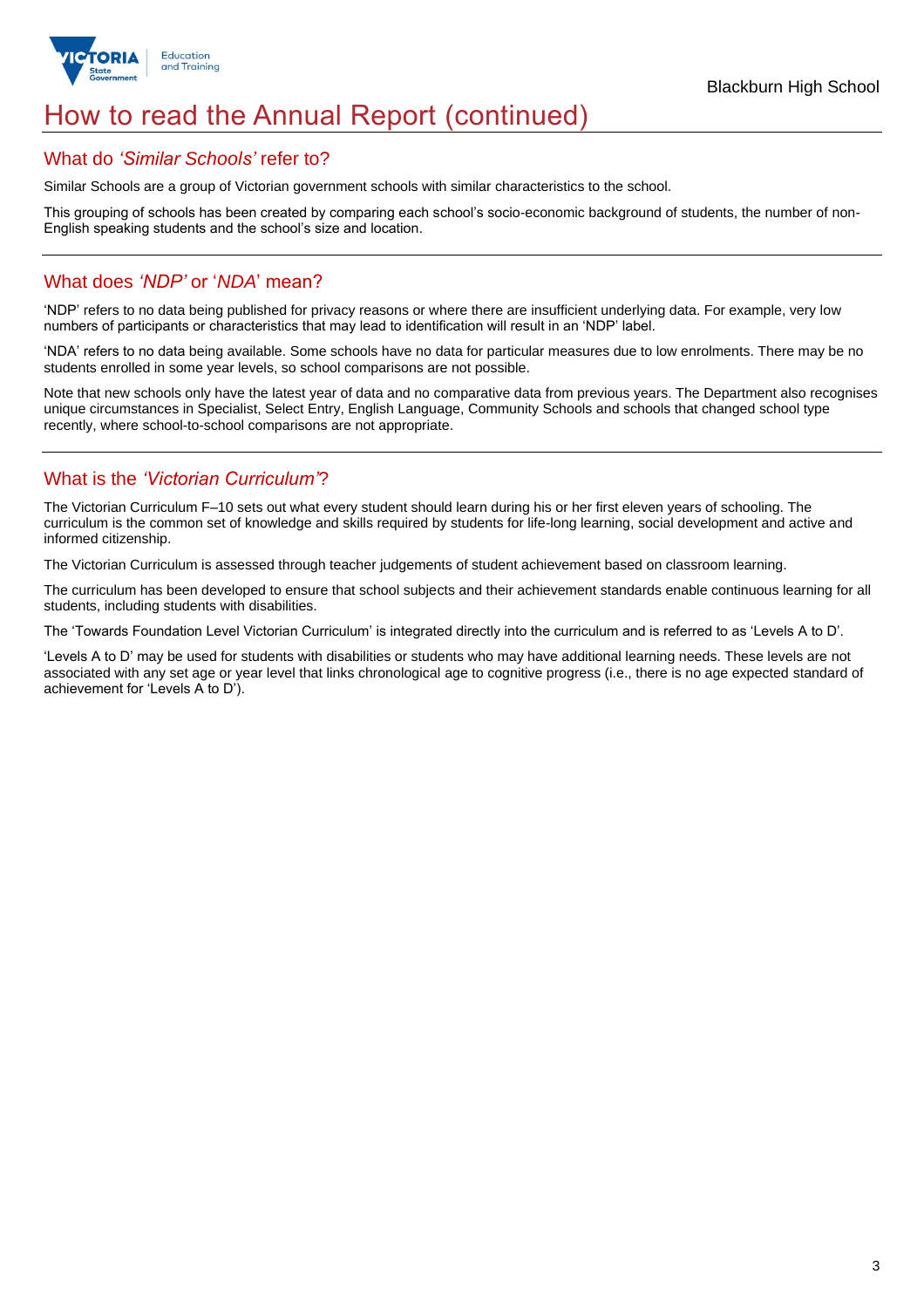# How to read the Annual Report (continued)

## What do *'Similar Schools'* refer to?

Similar Schools are a group of Victorian government schools with similar characteristics to the school.

This grouping of schools has been created by comparing each school's socio-economic background of students, the number of non-English speaking students and the school's size and location.

## What does *'NDP'* or '*NDA*' mean?

'NDP' refers to no data being published for privacy reasons or where there are insufficient underlying data. For example, very low numbers of participants or characteristics that may lead to identification will result in an 'NDP' label.

'NDA' refers to no data being available. Some schools have no data for particular measures due to low enrolments. There may be no students enrolled in some year levels, so school comparisons are not possible.

Note that new schools only have the latest year of data and no comparative data from previous years. The Department also recognises unique circumstances in Specialist, Select Entry, English Language, Community Schools and schools that changed school type recently, where school-to-school comparisons are not appropriate.

## What is the *'Victorian Curriculum'*?

The Victorian Curriculum F–10 sets out what every student should learn during his or her first eleven years of schooling. The curriculum is the common set of knowledge and skills required by students for life-long learning, social development and active and informed citizenship.

The Victorian Curriculum is assessed through teacher judgements of student achievement based on classroom learning.

The curriculum has been developed to ensure that school subjects and their achievement standards enable continuous learning for all students, including students with disabilities.

The 'Towards Foundation Level Victorian Curriculum' is integrated directly into the curriculum and is referred to as 'Levels A to D'.

'Levels A to D' may be used for students with disabilities or students who may have additional learning needs. These levels are not associated with any set age or year level that links chronological age to cognitive progress (i.e., there is no age expected standard of achievement for 'Levels A to D').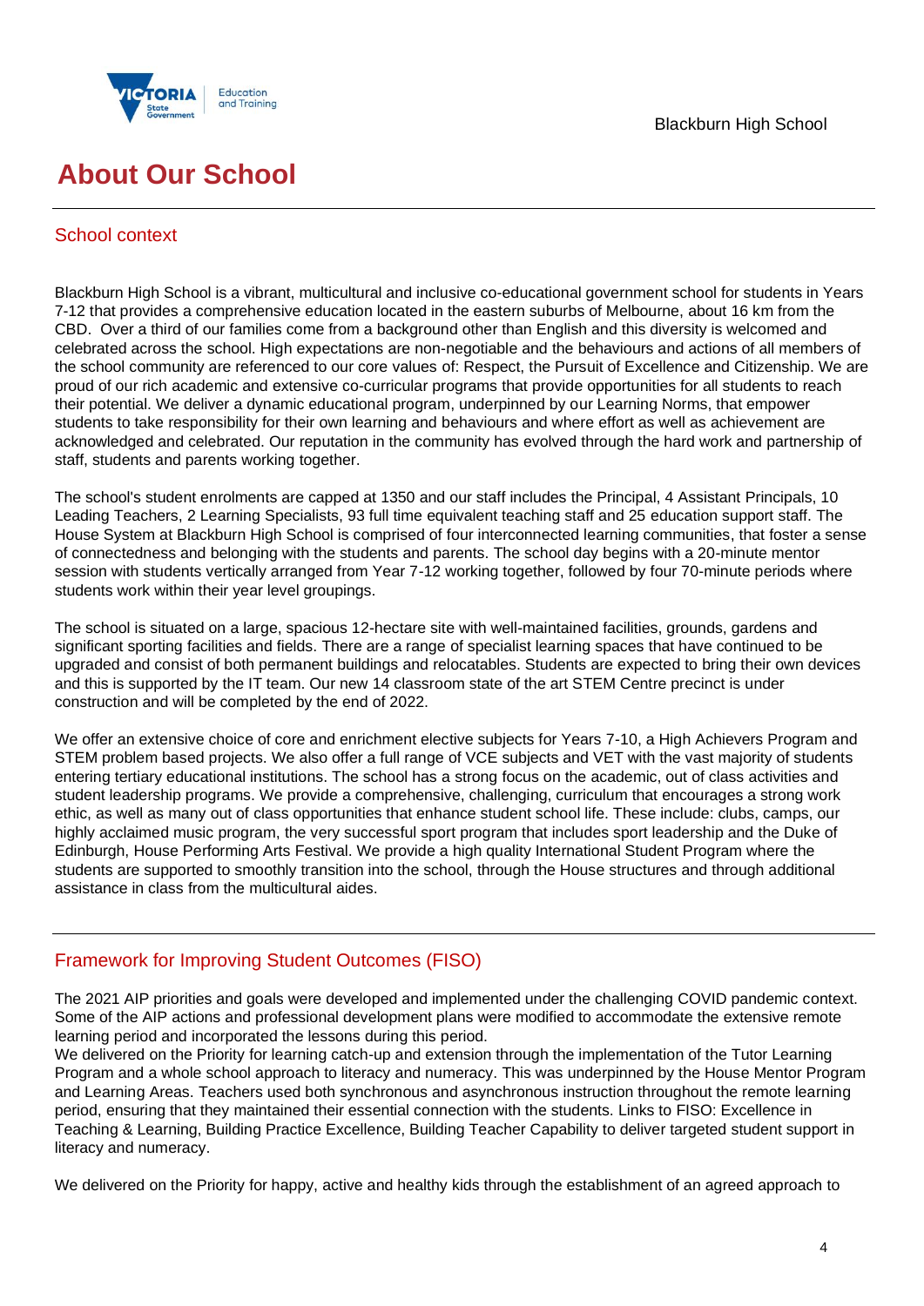# About Our School

## School context

Blackburn High School is a vibrant, multicultural and inclusive co-educational government school for students in Years 7-12 that provides a comprehensive education located in the eastern suburbs of Melbourne, about 16 km from the CBD. Over a third of our families come from a background other than English and this diversity is welcomed and celebrated across the school. High expectations are non-negotiable and the behaviours and actions of all members of the school community are referenced to our core values of: Respect, the Pursuit of Excellence and Citizenship. We are proud of our rich academic and extensive co-curricular programs that provide opportunities for all students to reach their potential. We deliver a dynamic educational program, underpinned by our Learning Norms, that empower students to take responsibility for their own learning and behaviours and where effort as well as achievement are acknowledged and celebrated. Our reputation in the community has evolved through the hard work and partnership of staff, students and parents working together.

The school's student enrolments are capped at 1350 and our staff includes the Principal, 4 Assistant Principals, 10 Leading Teachers, 2 Learning Specialists, 93 full time equivalent teaching staff and 25 education support staff. The House System at Blackburn High School is comprised of four interconnected learning communities, that foster a sense of connectedness and belonging with the students and parents. The school day begins with a 20-minute mentor session with students vertically arranged from Year 7-12 working together, followed by four 70-minute periods where students work within their year level groupings.

The school is situated on a large, spacious 12-hectare site with well-maintained facilities, grounds, gardens and significant sporting facilities and fields. There are a range of specialist learning spaces that have continued to be upgraded and consist of both permanent buildings and relocatables. Students are expected to bring their own devices and this is supported by the IT team. Our new 14 classroom state of the art STEM Centre precinct is under construction and will be completed by the end of 2022.

We offer an extensive choice of core and enrichment elective subjects for Years 7-10, a High Achievers Program and STEM problem based projects. We also offer a full range of VCE subjects and VET with the vast majority of students entering tertiary educational institutions. The school has a strong focus on the academic, out of class activities and student leadership programs. We provide a comprehensive, challenging, curriculum that encourages a strong work ethic, as well as many out of class opportunities that enhance student school life. These include: clubs, camps, our highly acclaimed music program, the very successful sport program that includes sport leadership and the Duke of Edinburgh, House Performing Arts Festival. We provide a high quality International Student Program where the students are supported to smoothly transition into the school, through the House structures and through additional assistance in class from the multicultural aides.

## Framework for Improving Student Outcomes (FISO)

The 2021 AIP priorities and goals were developed and implemented under the challenging COVID pandemic context. Some of the AIP actions and professional development plans were modified to accommodate the extensive remote learning period and incorporated the lessons during this period.
We delivered on the Priority for learning catch-up and extension through the implementation of the Tutor Learning Program and a whole school approach to literacy and numeracy. This was underpinned by the House Mentor Program and Learning Areas. Teachers used both synchronous and asynchronous instruction throughout the remote learning period, ensuring that they maintained their essential connection with the students. Links to FISO: Excellence in Teaching & Learning, Building Practice Excellence, Building Teacher Capability to deliver targeted student support in literacy and numeracy.

We delivered on the Priority for happy, active and healthy kids through the establishment of an agreed approach to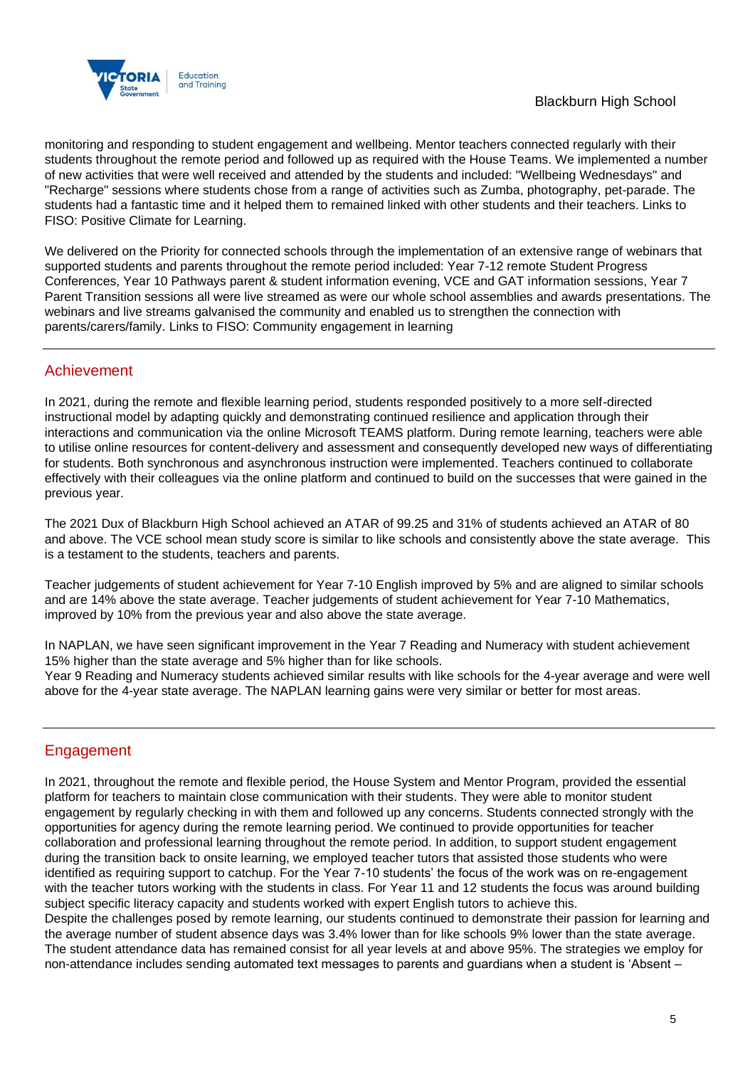monitoring and responding to student engagement and wellbeing. Mentor teachers connected regularly with their students throughout the remote period and followed up as required with the House Teams. We implemented a number of new activities that were well received and attended by the students and included: "Wellbeing Wednesdays" and "Recharge" sessions where students chose from a range of activities such as Zumba, photography, pet-parade. The students had a fantastic time and it helped them to remained linked with other students and their teachers. Links to FISO: Positive Climate for Learning.

We delivered on the Priority for connected schools through the implementation of an extensive range of webinars that supported students and parents throughout the remote period included: Year 7-12 remote Student Progress Conferences, Year 10 Pathways parent & student information evening, VCE and GAT information sessions, Year 7 Parent Transition sessions all were live streamed as were our whole school assemblies and awards presentations. The webinars and live streams galvanised the community and enabled us to strengthen the connection with parents/carers/family. Links to FISO: Community engagement in learning

## Achievement

In 2021, during the remote and flexible learning period, students responded positively to a more self-directed instructional model by adapting quickly and demonstrating continued resilience and application through their interactions and communication via the online Microsoft TEAMS platform. During remote learning, teachers were able to utilise online resources for content-delivery and assessment and consequently developed new ways of differentiating for students. Both synchronous and asynchronous instruction were implemented. Teachers continued to collaborate effectively with their colleagues via the online platform and continued to build on the successes that were gained in the previous year.

The 2021 Dux of Blackburn High School achieved an ATAR of 99.25 and 31% of students achieved an ATAR of 80 and above. The VCE school mean study score is similar to like schools and consistently above the state average. This is a testament to the students, teachers and parents.

Teacher judgements of student achievement for Year 7-10 English improved by 5% and are aligned to similar schools and are 14% above the state average. Teacher judgements of student achievement for Year 7-10 Mathematics, improved by 10% from the previous year and also above the state average.

In NAPLAN, we have seen significant improvement in the Year 7 Reading and Numeracy with student achievement 15% higher than the state average and 5% higher than for like schools.
Year 9 Reading and Numeracy students achieved similar results with like schools for the 4-year average and were well above for the 4-year state average. The NAPLAN learning gains were very similar or better for most areas.

## Engagement

In 2021, throughout the remote and flexible period, the House System and Mentor Program, provided the essential platform for teachers to maintain close communication with their students. They were able to monitor student engagement by regularly checking in with them and followed up any concerns. Students connected strongly with the opportunities for agency during the remote learning period. We continued to provide opportunities for teacher collaboration and professional learning throughout the remote period. In addition, to support student engagement during the transition back to onsite learning, we employed teacher tutors that assisted those students who were identified as requiring support to catchup. For the Year 7-10 students' the focus of the work was on re-engagement with the teacher tutors working with the students in class. For Year 11 and 12 students the focus was around building subject specific literacy capacity and students worked with expert English tutors to achieve this.
Despite the challenges posed by remote learning, our students continued to demonstrate their passion for learning and the average number of student absence days was 3.4% lower than for like schools 9% lower than the state average. The student attendance data has remained consist for all year levels at and above 95%. The strategies we employ for non-attendance includes sending automated text messages to parents and guardians when a student is 'Absent –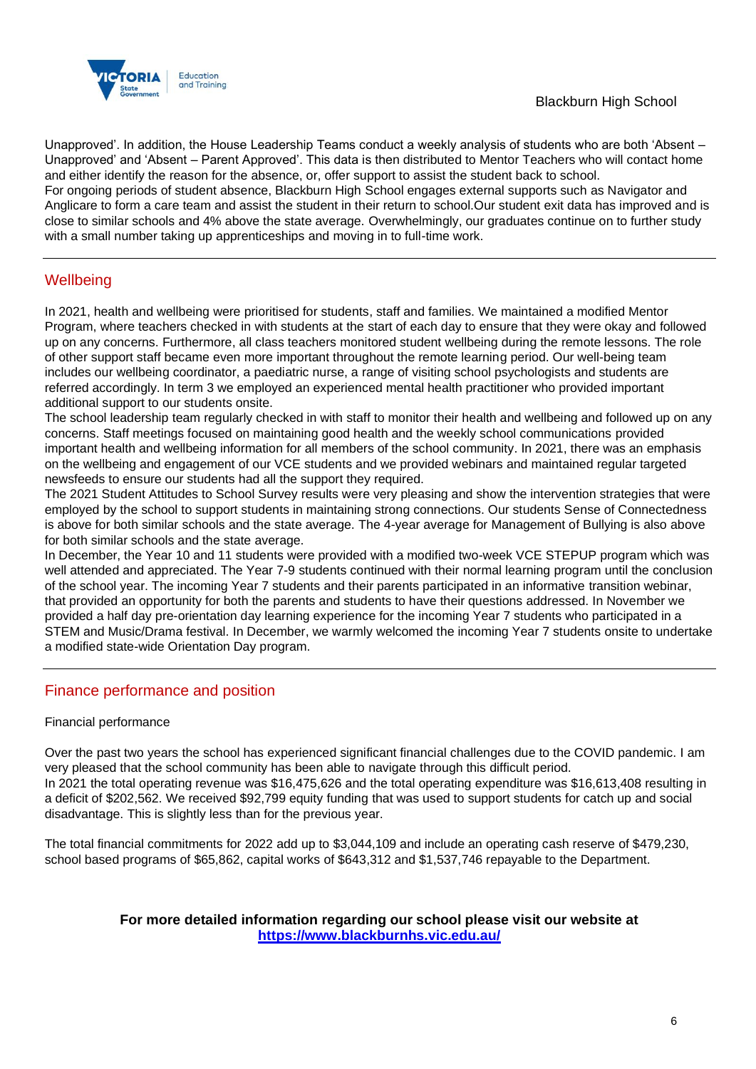Unapproved'. In addition, the House Leadership Teams conduct a weekly analysis of students who are both 'Absent – Unapproved' and 'Absent – Parent Approved'. This data is then distributed to Mentor Teachers who will contact home and either identify the reason for the absence, or, offer support to assist the student back to school.
For ongoing periods of student absence, Blackburn High School engages external supports such as Navigator and Anglicare to form a care team and assist the student in their return to school.Our student exit data has improved and is close to similar schools and 4% above the state average. Overwhelmingly, our graduates continue on to further study with a small number taking up apprenticeships and moving in to full-time work.

## Wellbeing

In 2021, health and wellbeing were prioritised for students, staff and families. We maintained a modified Mentor Program, where teachers checked in with students at the start of each day to ensure that they were okay and followed up on any concerns. Furthermore, all class teachers monitored student wellbeing during the remote lessons. The role of other support staff became even more important throughout the remote learning period. Our well-being team includes our wellbeing coordinator, a paediatric nurse, a range of visiting school psychologists and students are referred accordingly. In term 3 we employed an experienced mental health practitioner who provided important additional support to our students onsite.
The school leadership team regularly checked in with staff to monitor their health and wellbeing and followed up on any concerns. Staff meetings focused on maintaining good health and the weekly school communications provided important health and wellbeing information for all members of the school community. In 2021, there was an emphasis on the wellbeing and engagement of our VCE students and we provided webinars and maintained regular targeted newsfeeds to ensure our students had all the support they required.
The 2021 Student Attitudes to School Survey results were very pleasing and show the intervention strategies that were employed by the school to support students in maintaining strong connections. Our students Sense of Connectedness is above for both similar schools and the state average. The 4-year average for Management of Bullying is also above for both similar schools and the state average.
In December, the Year 10 and 11 students were provided with a modified two-week VCE STEPUP program which was well attended and appreciated. The Year 7-9 students continued with their normal learning program until the conclusion of the school year. The incoming Year 7 students and their parents participated in an informative transition webinar, that provided an opportunity for both the parents and students to have their questions addressed. In November we provided a half day pre-orientation day learning experience for the incoming Year 7 students who participated in a STEM and Music/Drama festival. In December, we warmly welcomed the incoming Year 7 students onsite to undertake a modified state-wide Orientation Day program.

## Finance performance and position

Financial performance

Over the past two years the school has experienced significant financial challenges due to the COVID pandemic. I am very pleased that the school community has been able to navigate through this difficult period.
In 2021 the total operating revenue was $16,475,626 and the total operating expenditure was $16,613,408 resulting in a deficit of $202,562. We received $92,799 equity funding that was used to support students for catch up and social disadvantage. This is slightly less than for the previous year.

The total financial commitments for 2022 add up to $3,044,109 and include an operating cash reserve of $479,230, school based programs of $65,862, capital works of $643,312 and $1,537,746 repayable to the Department.

**For more detailed information regarding our school please visit our website at**
**[https://www.blackburnhs.vic.edu.au/](https://www.blackburnhs.vic.edu.au/)**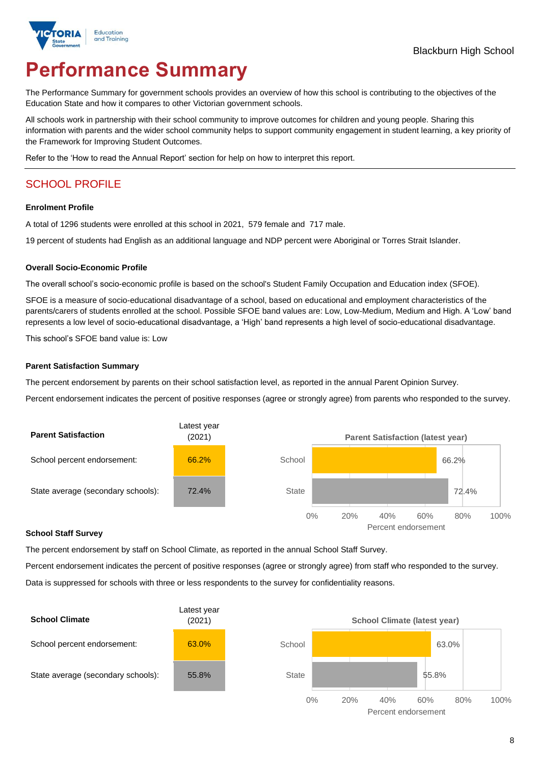Blackburn High School

# Performance Summary

The Performance Summary for government schools provides an overview of how this school is contributing to the objectives of the Education State and how it compares to other Victorian government schools.

All schools work in partnership with their school community to improve outcomes for children and young people. Sharing this information with parents and the wider school community helps to support community engagement in student learning, a key priority of the Framework for Improving Student Outcomes.

Refer to the 'How to read the Annual Report' section for help on how to interpret this report.

## SCHOOL PROFILE

### Enrolment Profile

A total of 1296 students were enrolled at this school in 2021, 579 female and 717 male.

19 percent of students had English as an additional language and NDP percent were Aboriginal or Torres Strait Islander.

### Overall Socio-Economic Profile

The overall school's socio-economic profile is based on the school's Student Family Occupation and Education index (SFOE).

SFOE is a measure of socio-educational disadvantage of a school, based on educational and employment characteristics of the parents/carers of students enrolled at the school. Possible SFOE band values are: Low, Low-Medium, Medium and High. A 'Low' band represents a low level of socio-educational disadvantage, a 'High' band represents a high level of socio-educational disadvantage.

This school's SFOE band value is: Low

### Parent Satisfaction Summary

The percent endorsement by parents on their school satisfaction level, as reported in the annual Parent Opinion Survey.

Percent endorsement indicates the percent of positive responses (agree or strongly agree) from parents who responded to the survey.

| Parent Satisfaction | Latest year (2021) |
|---|---|
| School percent endorsement: | 66.2% |
| State average (secondary schools): | 72.4% |

**Parent Satisfaction (latest year)**

| | Percent endorsement |
|---|---|
| School | 66.2% |
| State | 72.4% |

### School Staff Survey

The percent endorsement by staff on School Climate, as reported in the annual School Staff Survey.

Percent endorsement indicates the percent of positive responses (agree or strongly agree) from staff who responded to the survey.

Data is suppressed for schools with three or less respondents to the survey for confidentiality reasons.

| School Climate | Latest year (2021) |
|---|---|
| School percent endorsement: | 63.0% |
| State average (secondary schools): | 55.8% |

**School Climate (latest year)**

| | Percent endorsement |
|---|---|
| School | 63.0% |
| State | 55.8% |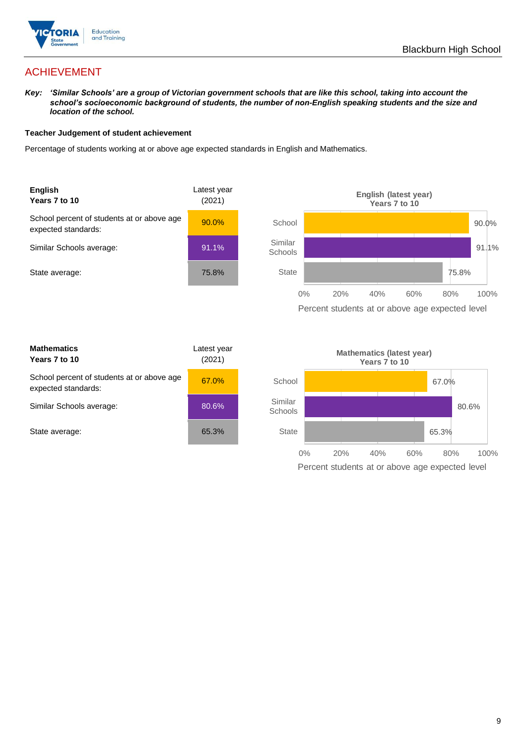## ACHIEVEMENT

***Key:*** ***'Similar Schools' are a group of Victorian government schools that are like this school, taking into account the school's socioeconomic background of students, the number of non-English speaking students and the size and location of the school.***

**Teacher Judgement of student achievement**

Percentage of students working at or above age expected standards in English and Mathematics.

| **English Years 7 to 10** | Latest year (2021) |
|---|---|
| School percent of students at or above age expected standards: | 90.0% |
| Similar Schools average: | 91.1% |
| State average: | 75.8% |

**English (latest year) Years 7 to 10**

| | Percent students at or above age expected level |
|---|---|
| School | 90.0% |
| Similar Schools | 91.1% |
| State | 75.8% |

| **Mathematics Years 7 to 10** | Latest year (2021) |
|---|---|
| School percent of students at or above age expected standards: | 67.0% |
| Similar Schools average: | 80.6% |
| State average: | 65.3% |

**Mathematics (latest year) Years 7 to 10**

| | Percent students at or above age expected level |
|---|---|
| School | 67.0% |
| Similar Schools | 80.6% |
| State | 65.3% |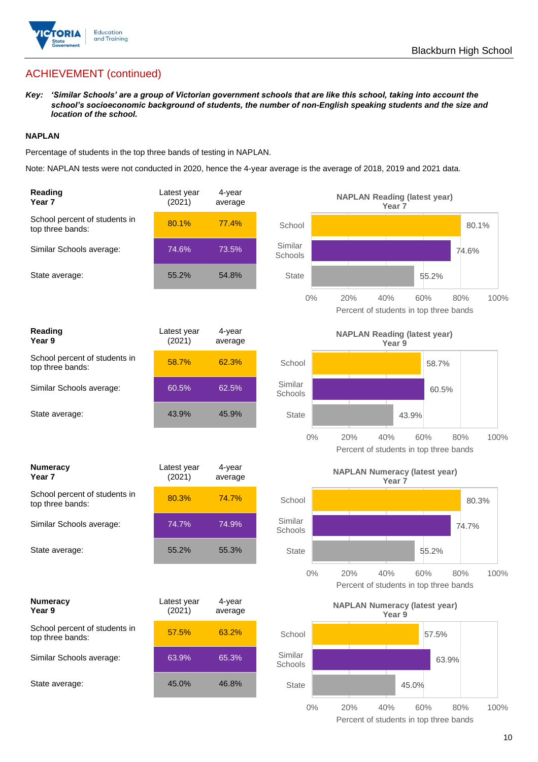## ACHIEVEMENT (continued)

***Key:*** ***'Similar Schools' are a group of Victorian government schools that are like this school, taking into account the school's socioeconomic background of students, the number of non-English speaking students and the size and location of the school.***

### NAPLAN

Percentage of students in the top three bands of testing in NAPLAN.

Note: NAPLAN tests were not conducted in 2020, hence the 4-year average is the average of 2018, 2019 and 2021 data.

| **Reading Year 7** | Latest year (2021) | 4-year average |
|---|---|---|
| School percent of students in top three bands: | 80.1% | 77.4% |
| Similar Schools average: | 74.6% | 73.5% |
| State average: | 55.2% | 54.8% |

**NAPLAN Reading (latest year) Year 7**

| | Percent of students in top three bands |
|---|---|
| School | 80.1% |
| Similar Schools | 74.6% |
| State | 55.2% |

| **Reading Year 9** | Latest year (2021) | 4-year average |
|---|---|---|
| School percent of students in top three bands: | 58.7% | 62.3% |
| Similar Schools average: | 60.5% | 62.5% |
| State average: | 43.9% | 45.9% |

**NAPLAN Reading (latest year) Year 9**

| | Percent of students in top three bands |
|---|---|
| School | 58.7% |
| Similar Schools | 60.5% |
| State | 43.9% |

| **Numeracy Year 7** | Latest year (2021) | 4-year average |
|---|---|---|
| School percent of students in top three bands: | 80.3% | 74.7% |
| Similar Schools average: | 74.7% | 74.9% |
| State average: | 55.2% | 55.3% |

**NAPLAN Numeracy (latest year) Year 7**

| | Percent of students in top three bands |
|---|---|
| School | 80.3% |
| Similar Schools | 74.7% |
| State | 55.2% |

| **Numeracy Year 9** | Latest year (2021) | 4-year average |
|---|---|---|
| School percent of students in top three bands: | 57.5% | 63.2% |
| Similar Schools average: | 63.9% | 65.3% |
| State average: | 45.0% | 46.8% |

**NAPLAN Numeracy (latest year) Year 9**

| | Percent of students in top three bands |
|---|---|
| School | 57.5% |
| Similar Schools | 63.9% |
| State | 45.0% |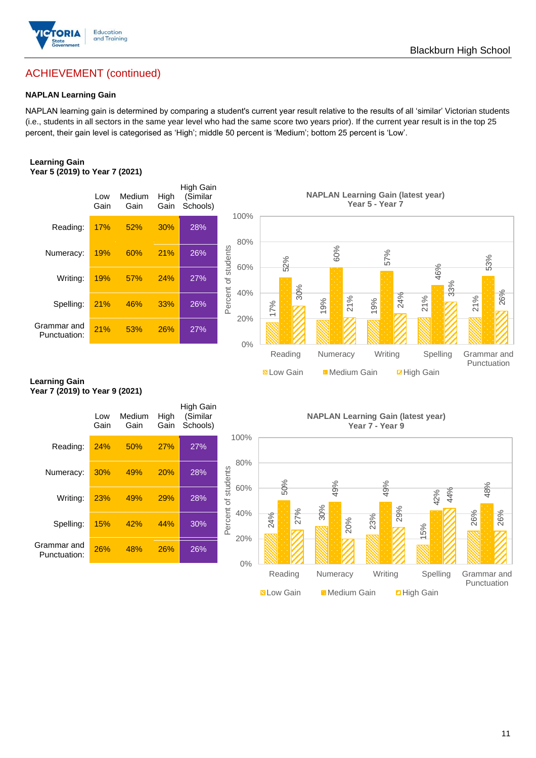## ACHIEVEMENT (continued)

**NAPLAN Learning Gain**

NAPLAN learning gain is determined by comparing a student's current year result relative to the results of all 'similar' Victorian students (i.e., students in all sectors in the same year level who had the same score two years prior). If the current year result is in the top 25 percent, their gain level is categorised as 'High'; middle 50 percent is 'Medium'; bottom 25 percent is 'Low'.

**Learning Gain**
**Year 5 (2019) to Year 7 (2021)**

| | Low Gain | Medium Gain | High Gain | High Gain (Similar Schools) |
|---|---|---|---|---|
| Reading: | 17% | 52% | 30% | 28% |
| Numeracy: | 19% | 60% | 21% | 26% |
| Writing: | 19% | 57% | 24% | 27% |
| Spelling: | 21% | 46% | 33% | 26% |
| Grammar and Punctuation: | 21% | 53% | 26% | 27% |

**NAPLAN Learning Gain (latest year)**
**Year 5 - Year 7**

| | Low Gain | Medium Gain | High Gain |
|---|---|---|---|
| Reading | 17% | 52% | 30% |
| Numeracy | 19% | 60% | 21% |
| Writing | 19% | 57% | 24% |
| Spelling | 21% | 46% | 33% |
| Grammar and Punctuation | 21% | 53% | 26% |

**Learning Gain**
**Year 7 (2019) to Year 9 (2021)**

| | Low Gain | Medium Gain | High Gain | High Gain (Similar Schools) |
|---|---|---|---|---|
| Reading: | 24% | 50% | 27% | 27% |
| Numeracy: | 30% | 49% | 20% | 28% |
| Writing: | 23% | 49% | 29% | 28% |
| Spelling: | 15% | 42% | 44% | 30% |
| Grammar and Punctuation: | 26% | 48% | 26% | 26% |

**NAPLAN Learning Gain (latest year)**
**Year 7 - Year 9**

| | Low Gain | Medium Gain | High Gain |
|---|---|---|---|
| Reading | 24% | 50% | 27% |
| Numeracy | 30% | 49% | 20% |
| Writing | 23% | 49% | 29% |
| Spelling | 15% | 42% | 44% |
| Grammar and Punctuation | 26% | 48% | 26% |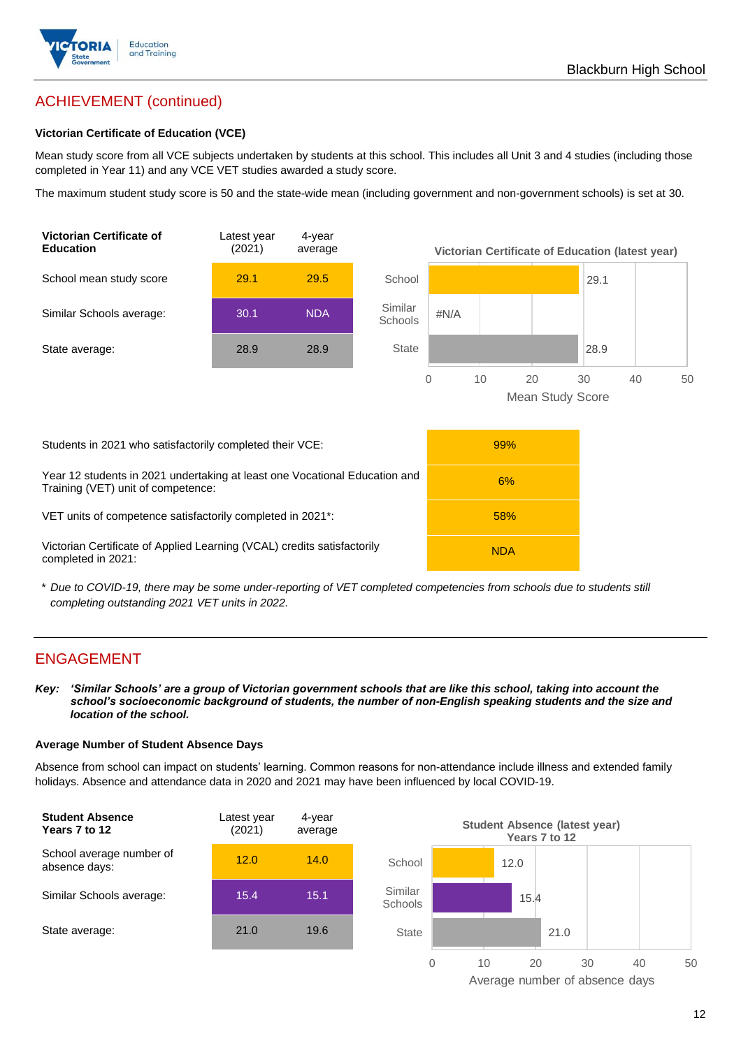## ACHIEVEMENT (continued)

### Victorian Certificate of Education (VCE)

Mean study score from all VCE subjects undertaken by students at this school. This includes all Unit 3 and 4 studies (including those completed in Year 11) and any VCE VET studies awarded a study score.

The maximum student study score is 50 and the state-wide mean (including government and non-government schools) is set at 30.

| Victorian Certificate of Education | Latest year (2021) | 4-year average |
|---|---|---|
| School mean study score | 29.1 | 29.5 |
| Similar Schools average: | 30.1 | NDA |
| State average: | 28.9 | 28.9 |

**Victorian Certificate of Education (latest year)**

| | Mean Study Score |
|---|---|
| School | 29.1 |
| Similar Schools | #N/A |
| State | 28.9 |

| | |
|---|---|
| Students in 2021 who satisfactorily completed their VCE: | 99% |
| Year 12 students in 2021 undertaking at least one Vocational Education and Training (VET) unit of competence: | 6% |
| VET units of competence satisfactorily completed in 2021*: | 58% |
| Victorian Certificate of Applied Learning (VCAL) credits satisfactorily completed in 2021: | NDA |

\* *Due to COVID-19, there may be some under-reporting of VET completed competencies from schools due to students still completing outstanding 2021 VET units in 2022.*

## ENGAGEMENT

***Key:** 'Similar Schools' are a group of Victorian government schools that are like this school, taking into account the school's socioeconomic background of students, the number of non-English speaking students and the size and location of the school.*

### Average Number of Student Absence Days

Absence from school can impact on students' learning. Common reasons for non-attendance include illness and extended family holidays. Absence and attendance data in 2020 and 2021 may have been influenced by local COVID-19.

| Student Absence Years 7 to 12 | Latest year (2021) | 4-year average |
|---|---|---|
| School average number of absence days: | 12.0 | 14.0 |
| Similar Schools average: | 15.4 | 15.1 |
| State average: | 21.0 | 19.6 |

**Student Absence (latest year) Years 7 to 12**

| | Average number of absence days |
|---|---|
| School | 12.0 |
| Similar Schools | 15.4 |
| State | 21.0 |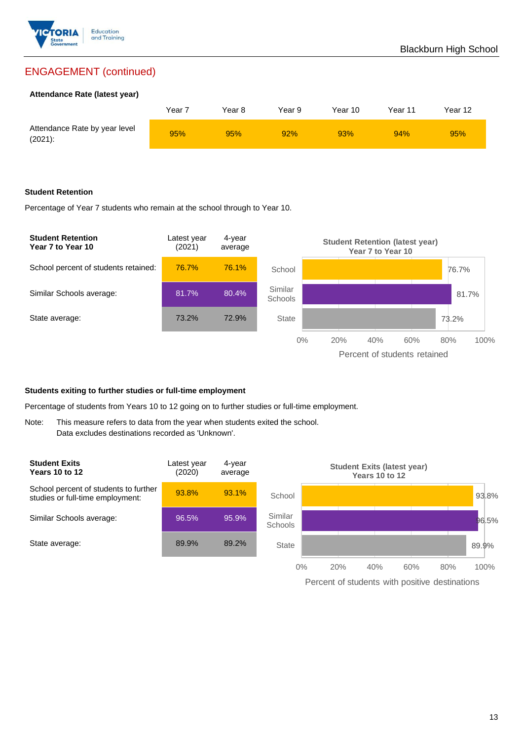## ENGAGEMENT (continued)

**Attendance Rate (latest year)**

| | Year 7 | Year 8 | Year 9 | Year 10 | Year 11 | Year 12 |
|---|---|---|---|---|---|---|
| Attendance Rate by year level (2021): | 95% | 95% | 92% | 93% | 94% | 95% |

**Student Retention**

Percentage of Year 7 students who remain at the school through to Year 10.

| **Student Retention Year 7 to Year 10** | Latest year (2021) | 4-year average |
|---|---|---|
| School percent of students retained: | 76.7% | 76.1% |
| Similar Schools average: | 81.7% | 80.4% |
| State average: | 73.2% | 72.9% |

**Student Retention (latest year) Year 7 to Year 10**

| | Percent of students retained |
|---|---|
| School | 76.7% |
| Similar Schools | 81.7% |
| State | 73.2% |

**Students exiting to further studies or full-time employment**

Percentage of students from Years 10 to 12 going on to further studies or full-time employment.

Note: This measure refers to data from the year when students exited the school. Data excludes destinations recorded as 'Unknown'.

| **Student Exits Years 10 to 12** | Latest year (2020) | 4-year average |
|---|---|---|
| School percent of students to further studies or full-time employment: | 93.8% | 93.1% |
| Similar Schools average: | 96.5% | 95.9% |
| State average: | 89.9% | 89.2% |

**Student Exits (latest year) Years 10 to 12**

| | Percent of students with positive destinations |
|---|---|
| School | 93.8% |
| Similar Schools | 96.5% |
| State | 89.9% |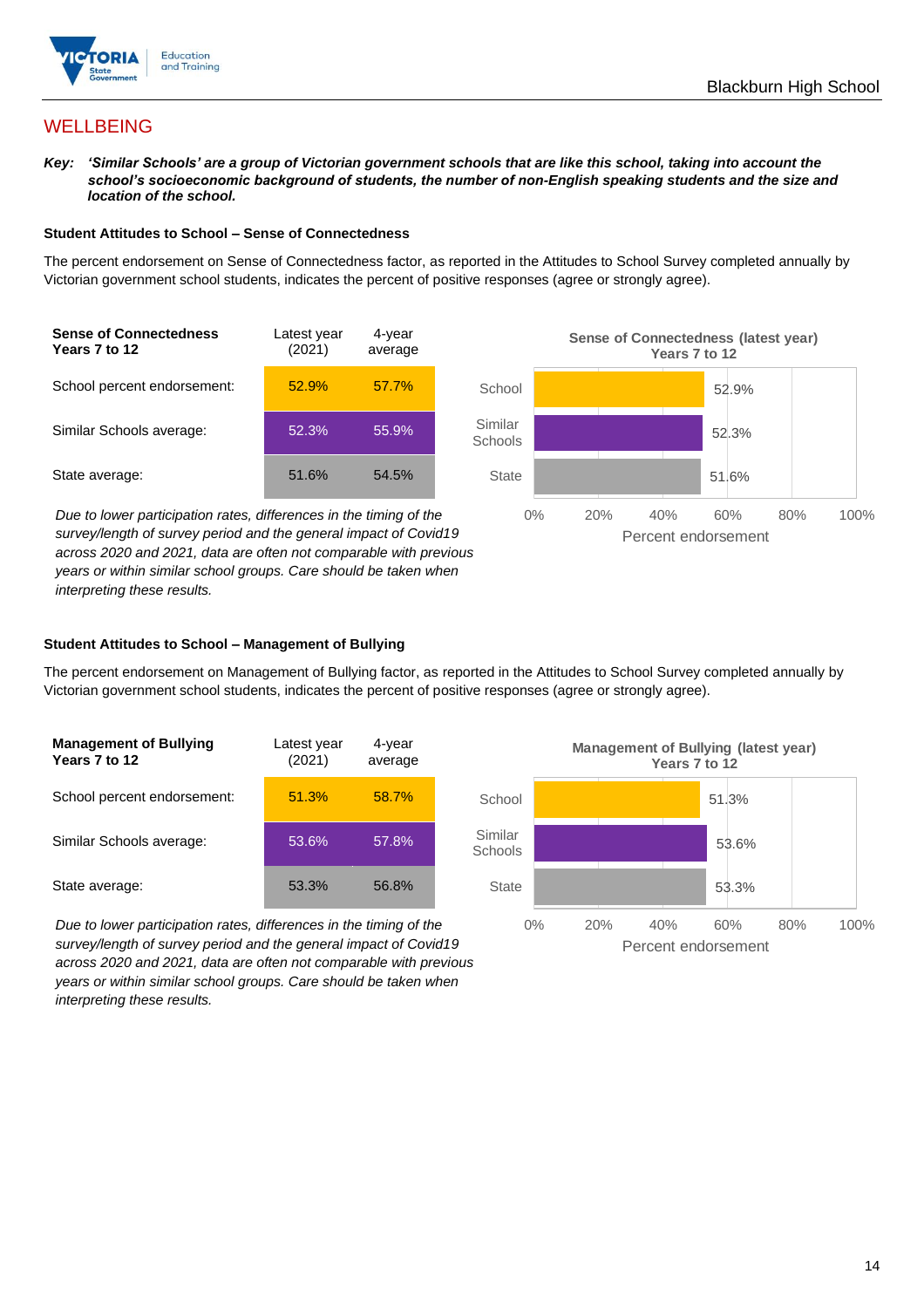## WELLBEING

***Key:*** ***'Similar Schools' are a group of Victorian government schools that are like this school, taking into account the school's socioeconomic background of students, the number of non-English speaking students and the size and location of the school.***

### Student Attitudes to School – Sense of Connectedness

The percent endorsement on Sense of Connectedness factor, as reported in the Attitudes to School Survey completed annually by Victorian government school students, indicates the percent of positive responses (agree or strongly agree).

| **Sense of Connectedness Years 7 to 12** | Latest year (2021) | 4-year average |
|---|---|---|
| School percent endorsement: | 52.9% | 57.7% |
| Similar Schools average: | 52.3% | 55.9% |
| State average: | 51.6% | 54.5% |

*Due to lower participation rates, differences in the timing of the survey/length of survey period and the general impact of Covid19 across 2020 and 2021, data are often not comparable with previous years or within similar school groups. Care should be taken when interpreting these results.*

**Sense of Connectedness (latest year) Years 7 to 12**

| | Percent endorsement |
|---|---|
| School | 52.9% |
| Similar Schools | 52.3% |
| State | 51.6% |

### Student Attitudes to School – Management of Bullying

The percent endorsement on Management of Bullying factor, as reported in the Attitudes to School Survey completed annually by Victorian government school students, indicates the percent of positive responses (agree or strongly agree).

| **Management of Bullying Years 7 to 12** | Latest year (2021) | 4-year average |
|---|---|---|
| School percent endorsement: | 51.3% | 58.7% |
| Similar Schools average: | 53.6% | 57.8% |
| State average: | 53.3% | 56.8% |

*Due to lower participation rates, differences in the timing of the survey/length of survey period and the general impact of Covid19 across 2020 and 2021, data are often not comparable with previous years or within similar school groups. Care should be taken when interpreting these results.*

**Management of Bullying (latest year) Years 7 to 12**

| | Percent endorsement |
|---|---|
| School | 51.3% |
| Similar Schools | 53.6% |
| State | 53.3% |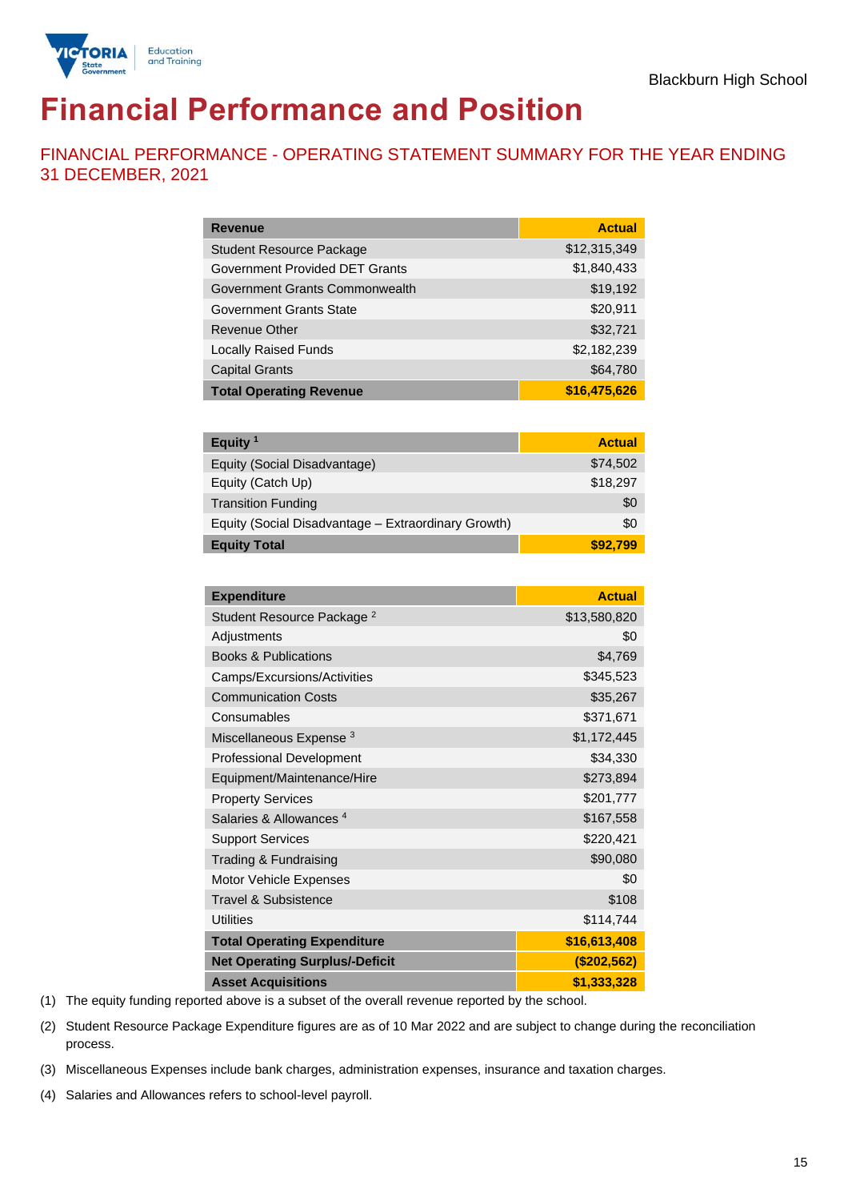Blackburn High School

# Financial Performance and Position

## FINANCIAL PERFORMANCE - OPERATING STATEMENT SUMMARY FOR THE YEAR ENDING 31 DECEMBER, 2021

| Revenue | Actual |
|---|---|
| Student Resource Package | $12,315,349 |
| Government Provided DET Grants | $1,840,433 |
| Government Grants Commonwealth | $19,192 |
| Government Grants State | $20,911 |
| Revenue Other | $32,721 |
| Locally Raised Funds | $2,182,239 |
| Capital Grants | $64,780 |
| **Total Operating Revenue** | **$16,475,626** |

| Equity [1] | Actual |
|---|---|
| Equity (Social Disadvantage) | $74,502 |
| Equity (Catch Up) | $18,297 |
| Transition Funding | $0 |
| Equity (Social Disadvantage – Extraordinary Growth) | $0 |
| **Equity Total** | **$92,799** |

| Expenditure | Actual |
|---|---|
| Student Resource Package [2] | $13,580,820 |
| Adjustments | $0 |
| Books & Publications | $4,769 |
| Camps/Excursions/Activities | $345,523 |
| Communication Costs | $35,267 |
| Consumables | $371,671 |
| Miscellaneous Expense [3] | $1,172,445 |
| Professional Development | $34,330 |
| Equipment/Maintenance/Hire | $273,894 |
| Property Services | $201,777 |
| Salaries & Allowances [4] | $167,558 |
| Support Services | $220,421 |
| Trading & Fundraising | $90,080 |
| Motor Vehicle Expenses | $0 |
| Travel & Subsistence | $108 |
| Utilities | $114,744 |
| **Total Operating Expenditure** | **$16,613,408** |
| **Net Operating Surplus/-Deficit** | **($202,562)** |
| **Asset Acquisitions** | **$1,333,328** |

(1) The equity funding reported above is a subset of the overall revenue reported by the school.

(2) Student Resource Package Expenditure figures are as of 10 Mar 2022 and are subject to change during the reconciliation process.

(3) Miscellaneous Expenses include bank charges, administration expenses, insurance and taxation charges.

(4) Salaries and Allowances refers to school-level payroll.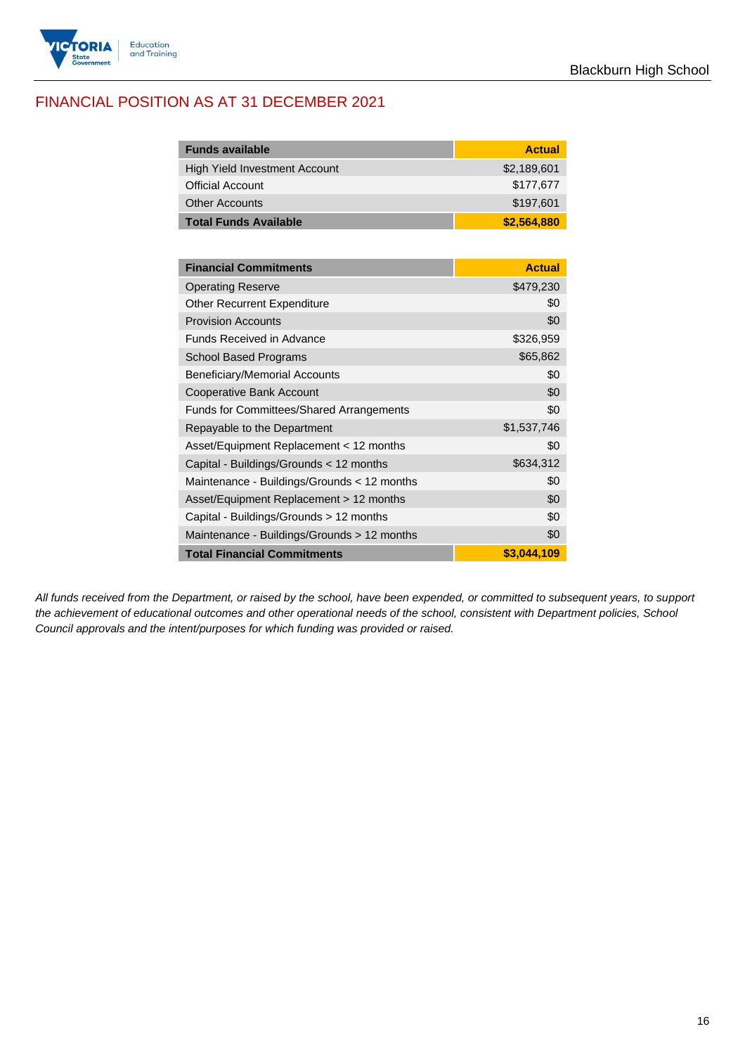## FINANCIAL POSITION AS AT 31 DECEMBER 2021

| Funds available | Actual |
|---|---|
| High Yield Investment Account | $2,189,601 |
| Official Account | $177,677 |
| Other Accounts | $197,601 |
| **Total Funds Available** | **$2,564,880** |

| Financial Commitments | Actual |
|---|---|
| Operating Reserve | $479,230 |
| Other Recurrent Expenditure | $0 |
| Provision Accounts | $0 |
| Funds Received in Advance | $326,959 |
| School Based Programs | $65,862 |
| Beneficiary/Memorial Accounts | $0 |
| Cooperative Bank Account | $0 |
| Funds for Committees/Shared Arrangements | $0 |
| Repayable to the Department | $1,537,746 |
| Asset/Equipment Replacement < 12 months | $0 |
| Capital - Buildings/Grounds < 12 months | $634,312 |
| Maintenance - Buildings/Grounds < 12 months | $0 |
| Asset/Equipment Replacement > 12 months | $0 |
| Capital - Buildings/Grounds > 12 months | $0 |
| Maintenance - Buildings/Grounds > 12 months | $0 |
| **Total Financial Commitments** | **$3,044,109** |

*All funds received from the Department, or raised by the school, have been expended, or committed to subsequent years, to support the achievement of educational outcomes and other operational needs of the school, consistent with Department policies, School Council approvals and the intent/purposes for which funding was provided or raised.*